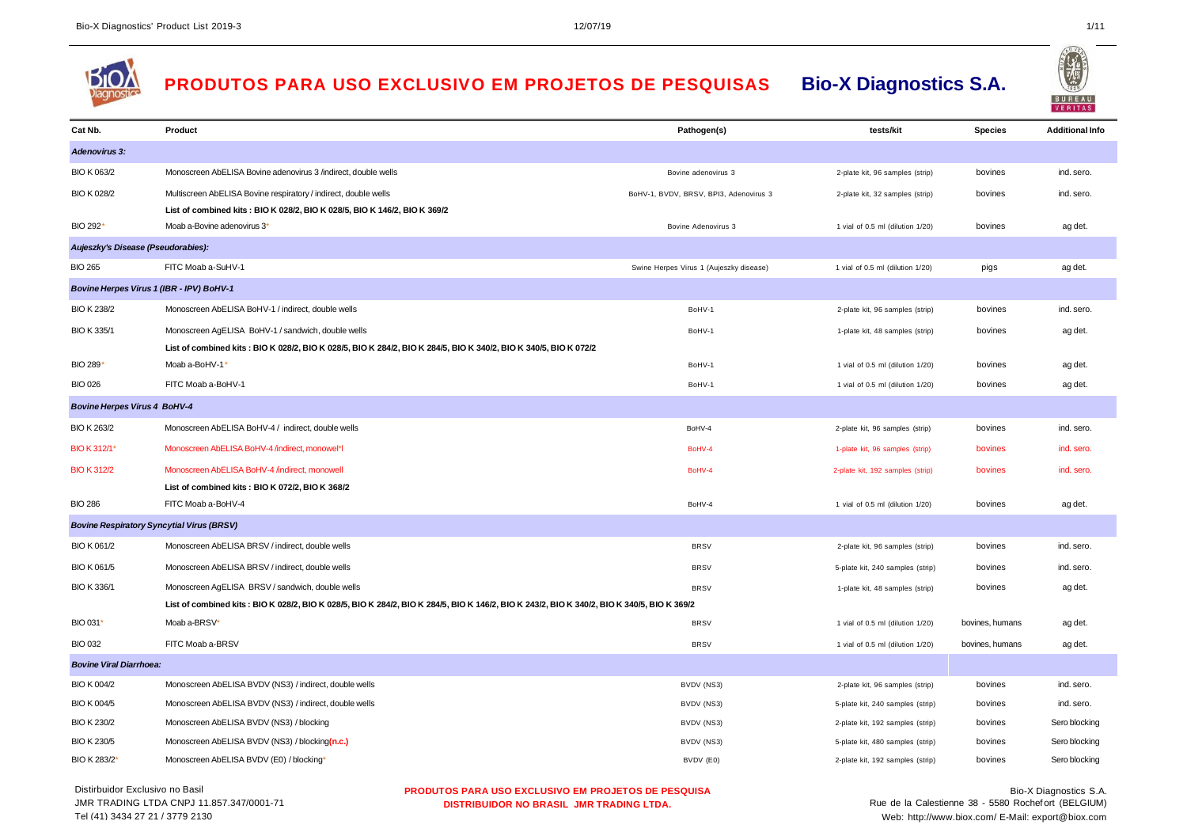# PRODUTOS PARA USO EXCLUSIVO EM PROJETOS DE PESQUISAS

**Bio-X Diagnostics S.A.**

| Cat Nb. | Product | Pathogen(s) | tests/kit | Species | Additional Info |
|---|---|---|---|---|---|
| ***Adenovirus 3:*** | | | | | |
| BIO K 063/2 | Monoscreen AbELISA Bovine adenovirus 3 /indirect, double wells | Bovine adenovirus 3 | 2-plate kit, 96 samples (strip) | bovines | ind. sero. |
| BIO K 028/2 | Multiscreen AbELISA Bovine respiratory / indirect, double wells | BoHV-1, BVDV, BRSV, BPI3, Adenovirus 3 | 2-plate kit, 32 samples (strip) | bovines | ind. sero. |
| | **List of combined kits : BIO K 028/2, BIO K 028/5, BIO K 146/2, BIO K 369/2** | | | | |
| BIO 292* | Moab a-Bovine adenovirus 3* | Bovine Adenovirus 3 | 1 vial of 0.5 ml (dilution 1/20) | bovines | ag det. |
| ***Aujeszky's Disease (Pseudorabies):*** | | | | | |
| BIO 265 | FITC Moab a-SuHV-1 | Swine Herpes Virus 1 (Aujeszky disease) | 1 vial of 0.5 ml (dilution 1/20) | pigs | ag det. |
| ***Bovine Herpes Virus 1 (IBR - IPV) BoHV-1*** | | | | | |
| BIO K 238/2 | Monoscreen AbELISA BoHV-1 / indirect, double wells | BoHV-1 | 2-plate kit, 96 samples (strip) | bovines | ind. sero. |
| BIO K 335/1 | Monoscreen AgELISA BoHV-1 / sandwich, double wells | BoHV-1 | 1-plate kit, 48 samples (strip) | bovines | ag det. |
| | **List of combined kits : BIO K 028/2, BIO K 028/5, BIO K 284/2, BIO K 284/5, BIO K 340/2, BIO K 340/5, BIO K 072/2** | | | | |
| BIO 289* | Moab a-BoHV-1* | BoHV-1 | 1 vial of 0.5 ml (dilution 1/20) | bovines | ag det. |
| BIO 026 | FITC Moab a-BoHV-1 | BoHV-1 | 1 vial of 0.5 ml (dilution 1/20) | bovines | ag det. |
| ***Bovine Herpes Virus 4 BoHV-4*** | | | | | |
| BIO K 263/2 | Monoscreen AbELISA BoHV-4 / indirect, double wells | BoHV-4 | 2-plate kit, 96 samples (strip) | bovines | ind. sero. |
| BIO K 312/1* | Monoscreen AbELISA BoHV-4 /indirect, monowel*l | BoHV-4 | 1-plate kit, 96 samples (strip) | bovines | ind. sero. |
| BIO K 312/2 | Monoscreen AbELISA BoHV-4 /indirect, monowell | BoHV-4 | 2-plate kit, 192 samples (strip) | bovines | ind. sero. |
| | **List of combined kits : BIO K 072/2, BIO K 368/2** | | | | |
| BIO 286 | FITC Moab a-BoHV-4 | BoHV-4 | 1 vial of 0.5 ml (dilution 1/20) | bovines | ag det. |
| ***Bovine Respiratory Syncytial Virus (BRSV)*** | | | | | |
| BIO K 061/2 | Monoscreen AbELISA BRSV / indirect, double wells | BRSV | 2-plate kit, 96 samples (strip) | bovines | ind. sero. |
| BIO K 061/5 | Monoscreen AbELISA BRSV / indirect, double wells | BRSV | 5-plate kit, 240 samples (strip) | bovines | ind. sero. |
| BIO K 336/1 | Monoscreen AgELISA BRSV / sandwich, double wells | BRSV | 1-plate kit, 48 samples (strip) | bovines | ag det. |
| | **List of combined kits : BIO K 028/2, BIO K 028/5, BIO K 284/2, BIO K 284/5, BIO K 146/2, BIO K 243/2, BIO K 340/2, BIO K 340/5, BIO K 369/2** | | | | |
| BIO 031* | Moab a-BRSV* | BRSV | 1 vial of 0.5 ml (dilution 1/20) | bovines, humans | ag det. |
| BIO 032 | FITC Moab a-BRSV | BRSV | 1 vial of 0.5 ml (dilution 1/20) | bovines, humans | ag det. |
| ***Bovine Viral Diarrhoea:*** | | | | | |
| BIO K 004/2 | Monoscreen AbELISA BVDV (NS3) / indirect, double wells | BVDV (NS3) | 2-plate kit, 96 samples (strip) | bovines | ind. sero. |
| BIO K 004/5 | Monoscreen AbELISA BVDV (NS3) / indirect, double wells | BVDV (NS3) | 5-plate kit, 240 samples (strip) | bovines | ind. sero. |
| BIO K 230/2 | Monoscreen AbELISA BVDV (NS3) / blocking | BVDV (NS3) | 2-plate kit, 192 samples (strip) | bovines | Sero blocking |
| BIO K 230/5 | Monoscreen AbELISA BVDV (NS3) / blocking**(n.c.)** | BVDV (NS3) | 5-plate kit, 480 samples (strip) | bovines | Sero blocking |
| BIO K 283/2* | Monoscreen AbELISA BVDV (E0) / blocking* | BVDV (E0) | 2-plate kit, 192 samples (strip) | bovines | Sero blocking |

Distirbuidor Exclusivo no Basil
JMR TRADING LTDA CNPJ 11.857.347/0001-71
Tel (41) 3434 27 21 / 3779 2130

**PRODUTOS PARA USO EXCLUSIVO EM PROJETOS DE PESQUISA**
**DISTRIBUIDOR NO BRASIL JMR TRADING LTDA.**

Bio-X Diagnostics S.A.
Rue de la Calestienne 38 - 5580 Rochefort (BELGIUM)
Web: http://www.biox.com/ E-Mail: export@biox.com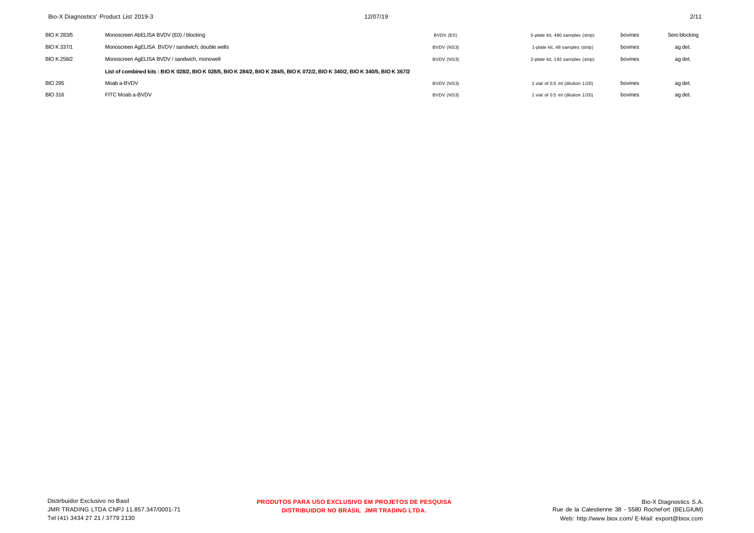| | | | | | |
|---|---|---|---|---|---|
| BIO K 283/5 | Monoscreen AbELISA BVDV (E0) / blocking | BVDV (E0) | 5-plate kit, 480 samples (strip) | bovines | Sero blocking |
| BIO K 337/1 | Monoscreen AgELISA BVDV / sandwich, double wells | BVDV (NS3) | 1-plate kit, 48 samples (strip) | bovines | ag det. |
| BIO K 258/2 | Monoscreen AgELISA BVDV / sandwich, monowell | BVDV (NS3) | 2-plate kit, 192 samples (strip) | bovines | ag det. |
| | **List of combined kits : BIO K 028/2, BIO K 028/5, BIO K 284/2, BIO K 284/5, BIO K 072/2, BIO K 340/2, BIO K 340/5, BIO K 367/2** | | | | |
| BIO 295 | Moab a-BVDV | BVDV (NS3) | 1 vial of 0.5 ml (dilution 1/20) | bovines | ag det. |
| BIO 316 | FITC Moab a-BVDV | BVDV (NS3) | 1 vial of 0.5 ml (dilution 1/20) | bovines | ag det. |

Distirbuidor Exclusivo no Basil
JMR TRADING LTDA CNPJ 11.857.347/0001-71
Tel (41) 3434 27 21 / 3779 2130

**PRODUTOS PARA USO EXCLUSIVO EM PROJETOS DE PESQUISA**
**DISTRIBUIDOR NO BRASIL JMR TRADING LTDA.**

Bio-X Diagnostics S.A.
Rue de la Calestienne 38 - 5580 Rochefort (BELGIUM)
Web: http://www.biox.com/ E-Mail: export@biox.com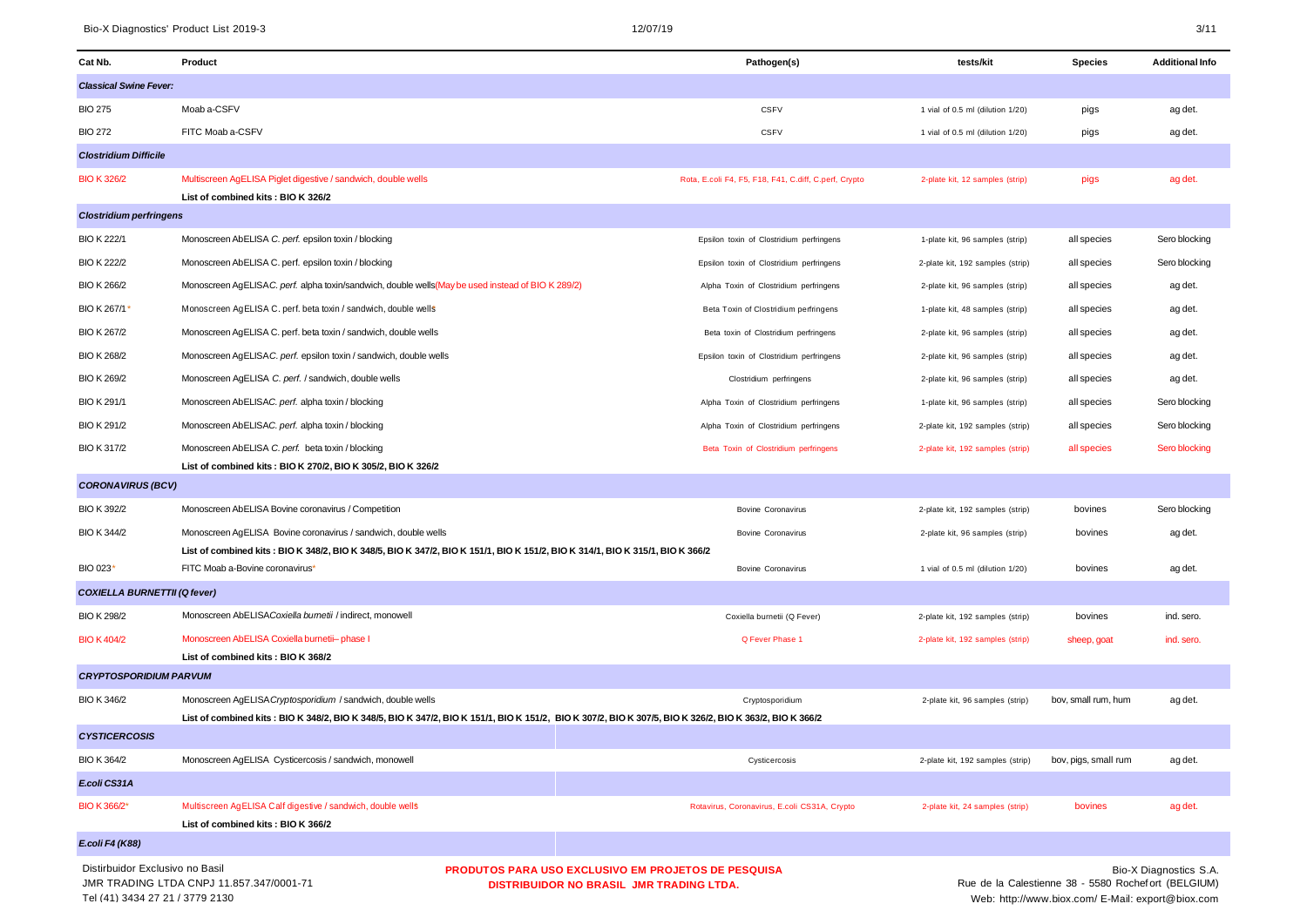| Cat Nb. | Product | Pathogen(s) | tests/kit | Species | Additional Info |
|---|---|---|---|---|---|
| ***Classical Swine Fever:*** | | | | | |
| BIO 275 | Moab a-CSFV | CSFV | 1 vial of 0.5 ml (dilution 1/20) | pigs | ag det. |
| BIO 272 | FITC Moab a-CSFV | CSFV | 1 vial of 0.5 ml (dilution 1/20) | pigs | ag det. |
| ***Clostridium Difficile*** | | | | | |
| BIO K 326/2 | Multiscreen AgELISA Piglet digestive / sandwich, double wells | Rota, E.coli F4, F5, F18, F41, C.diff, C.perf, Crypto | 2-plate kit, 12 samples (strip) | pigs | ag det. |
| | **List of combined kits : BIO K 326/2** | | | | |
| ***Clostridium perfringens*** | | | | | |
| BIO K 222/1 | Monoscreen AbELISA *C. perf.* epsilon toxin / blocking | Epsilon toxin of Clostridium perfringens | 1-plate kit, 96 samples (strip) | all species | Sero blocking |
| BIO K 222/2 | Monoscreen AbELISA C. perf. epsilon toxin / blocking | Epsilon toxin of Clostridium perfringens | 2-plate kit, 192 samples (strip) | all species | Sero blocking |
| BIO K 266/2 | Monoscreen AgELISA*C. perf.* alpha toxin/sandwich, double wells(May be used instead of BIO K 289/2) | Alpha Toxin of Clostridium perfringens | 2-plate kit, 96 samples (strip) | all species | ag det. |
| BIO K 267/1* | Monoscreen AgELISA C. perf. beta toxin / sandwich, double wells | Beta Toxin of Clostridium perfringens | 1-plate kit, 48 samples (strip) | all species | ag det. |
| BIO K 267/2 | Monoscreen AgELISA C. perf. beta toxin / sandwich, double wells | Beta toxin of Clostridium perfringens | 2-plate kit, 96 samples (strip) | all species | ag det. |
| BIO K 268/2 | Monoscreen AgELISA*C. perf.* epsilon toxin / sandwich, double wells | Epsilon toxin of Clostridium perfringens | 2-plate kit, 96 samples (strip) | all species | ag det. |
| BIO K 269/2 | Monoscreen AgELISA *C. perf.* / sandwich, double wells | Clostridium perfringens | 2-plate kit, 96 samples (strip) | all species | ag det. |
| BIO K 291/1 | Monoscreen AbELISA*C. perf.* alpha toxin / blocking | Alpha Toxin of Clostridium perfringens | 1-plate kit, 96 samples (strip) | all species | Sero blocking |
| BIO K 291/2 | Monoscreen AbELISA*C. perf.* alpha toxin / blocking | Alpha Toxin of Clostridium perfringens | 2-plate kit, 192 samples (strip) | all species | Sero blocking |
| BIO K 317/2 | Monoscreen AbELISA *C. perf.* beta toxin / blocking | Beta Toxin of Clostridium perfringens | 2-plate kit, 192 samples (strip) | all species | Sero blocking |
| | **List of combined kits : BIO K 270/2, BIO K 305/2, BIO K 326/2** | | | | |
| ***CORONAVIRUS (BCV)*** | | | | | |
| BIO K 392/2 | Monoscreen AbELISA Bovine coronavirus / Competition | Bovine Coronavirus | 2-plate kit, 192 samples (strip) | bovines | Sero blocking |
| BIO K 344/2 | Monoscreen AgELISA Bovine coronavirus / sandwich, double wells | Bovine Coronavirus | 2-plate kit, 96 samples (strip) | bovines | ag det. |
| | **List of combined kits : BIO K 348/2, BIO K 348/5, BIO K 347/2, BIO K 151/1, BIO K 151/2, BIO K 314/1, BIO K 315/1, BIO K 366/2** | | | | |
| BIO 023* | FITC Moab a-Bovine coronavirus* | Bovine Coronavirus | 1 vial of 0.5 ml (dilution 1/20) | bovines | ag det. |
| ***COXIELLA BURNETTII (Q fever)*** | | | | | |
| BIO K 298/2 | Monoscreen AbELISA*Coxiella burnetii* / indirect, monowell | Coxiella burnetii (Q Fever) | 2-plate kit, 192 samples (strip) | bovines | ind. sero. |
| BIO K 404/2 | Monoscreen AbELISA Coxiella burnetii– phase I | Q Fever Phase 1 | 2-plate kit, 192 samples (strip) | sheep, goat | ind. sero. |
| | **List of combined kits : BIO K 368/2** | | | | |
| ***CRYPTOSPORIDIUM PARVUM*** | | | | | |
| BIO K 346/2 | Monoscreen AgELISA*Cryptosporidium* / sandwich, double wells | Cryptosporidium | 2-plate kit, 96 samples (strip) | bov, small rum, hum | ag det. |
| | **List of combined kits : BIO K 348/2, BIO K 348/5, BIO K 347/2, BIO K 151/1, BIO K 151/2, BIO K 307/2, BIO K 307/5, BIO K 326/2, BIO K 363/2, BIO K 366/2** | | | | |
| ***CYSTICERCOSIS*** | | | | | |
| BIO K 364/2 | Monoscreen AgELISA Cysticercosis / sandwich, monowell | Cysticercosis | 2-plate kit, 192 samples (strip) | bov, pigs, small rum | ag det. |
| ***E.coli CS31A*** | | | | | |
| BIO K 366/2* | Multiscreen AgELISA Calf digestive / sandwich, double wells | Rotavirus, Coronavirus, E.coli CS31A, Crypto | 2-plate kit, 24 samples (strip) | bovines | ag det. |
| | **List of combined kits : BIO K 366/2** | | | | |
| ***E.coli F4 (K88)*** | | | | | |

Distirbuidor Exclusivo no Basil
JMR TRADING LTDA CNPJ 11.857.347/0001-71
Tel (41) 3434 27 21 / 3779 2130

**PRODUTOS PARA USO EXCLUSIVO EM PROJETOS DE PESQUISA**
**DISTRIBUIDOR NO BRASIL JMR TRADING LTDA.**

Bio-X Diagnostics S.A.
Rue de la Calestienne 38 - 5580 Rochefort (BELGIUM)
Web: http://www.biox.com/ E-Mail: export@biox.com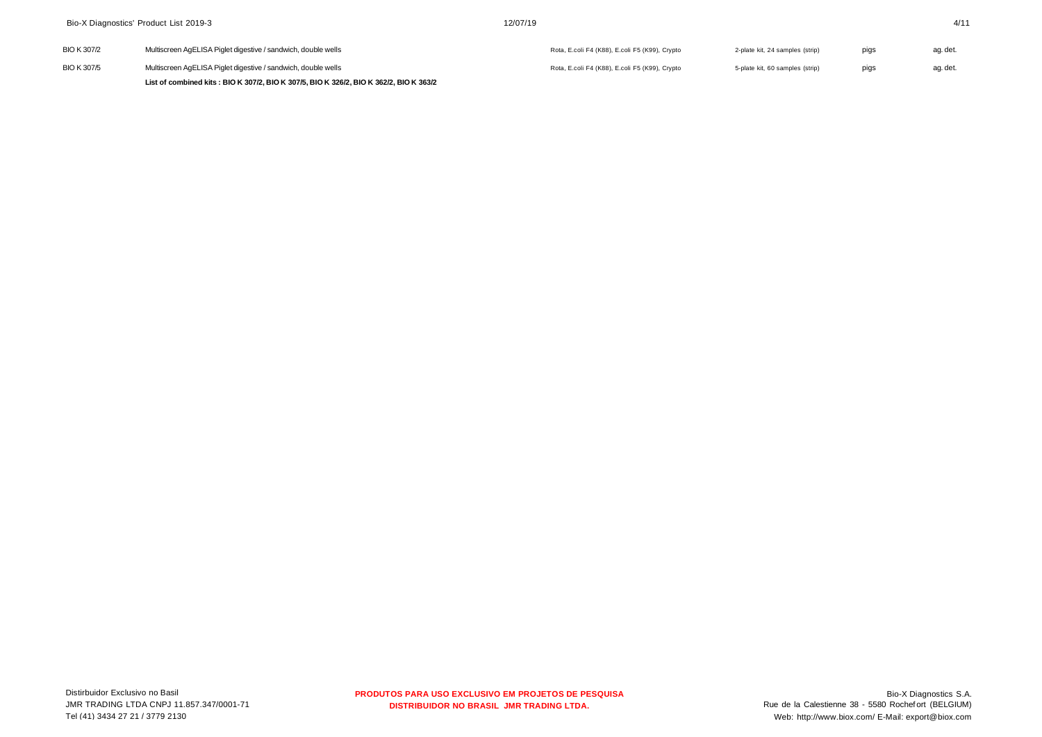| | | | | | |
|---|---|---|---|---|---|
| BIO K 307/2 | Multiscreen AgELISA Piglet digestive / sandwich, double wells | Rota, E.coli F4 (K88), E.coli F5 (K99), Crypto | 2-plate kit, 24 samples (strip) | pigs | ag. det. |
| BIO K 307/5 | Multiscreen AgELISA Piglet digestive / sandwich, double wells | Rota, E.coli F4 (K88), E.coli F5 (K99), Crypto | 5-plate kit, 60 samples (strip) | pigs | ag. det. |

**List of combined kits : BIO K 307/2, BIO K 307/5, BIO K 326/2, BIO K 362/2, BIO K 363/2**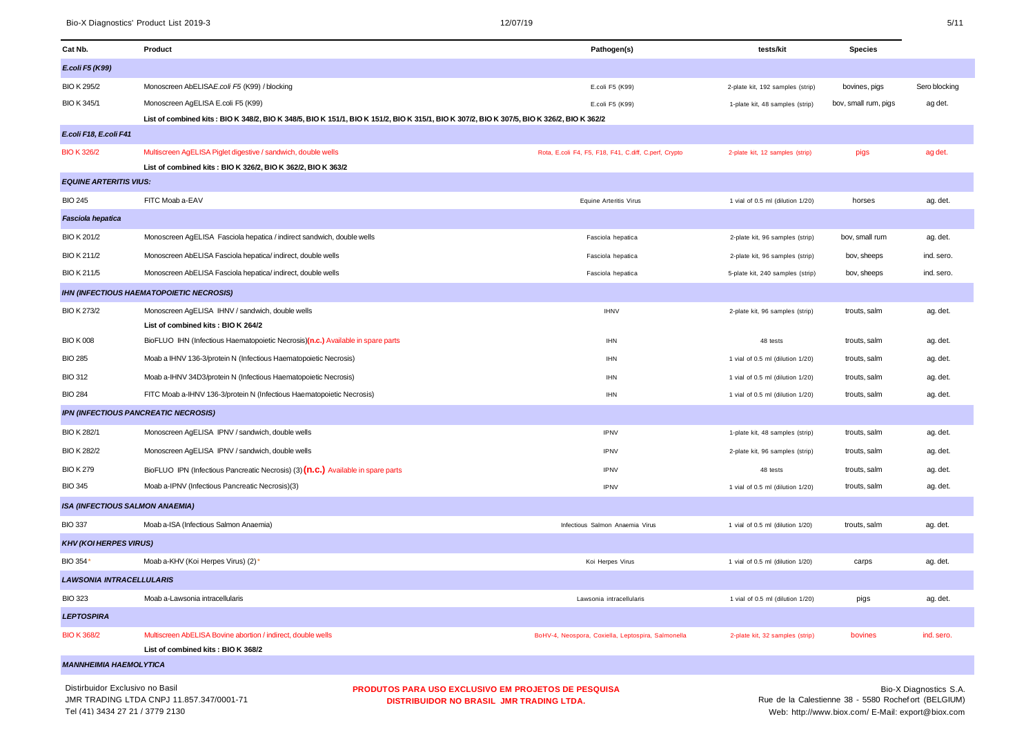| Cat Nb. | Product | Pathogen(s) | tests/kit | Species | |
|---|---|---|---|---|---|
| ***E.coli F5 (K99)*** | | | | | |
| BIO K 295/2 | Monoscreen AbELISA *E.coli F5* (K99) / blocking | E.coli F5 (K99) | 2-plate kit, 192 samples (strip) | bovines, pigs | Sero blocking |
| BIO K 345/1 | Monoscreen AgELISA E.coli F5 (K99) | E.coli F5 (K99) | 1-plate kit, 48 samples (strip) | bov, small rum, pigs | ag det. |
| | **List of combined kits : BIO K 348/2, BIO K 348/5, BIO K 151/1, BIO K 151/2, BIO K 315/1, BIO K 307/2, BIO K 307/5, BIO K 326/2, BIO K 362/2** | | | | |
| ***E.coli F18, E.coli F41*** | | | | | |
| BIO K 326/2 | Multiscreen AgELISA Piglet digestive / sandwich, double wells | Rota, E.coli F4, F5, F18, F41, C.diff, C.perf, Crypto | 2-plate kit, 12 samples (strip) | pigs | ag det. |
| | **List of combined kits : BIO K 326/2, BIO K 362/2, BIO K 363/2** | | | | |
| ***EQUINE ARTERITIS VIUS:*** | | | | | |
| BIO 245 | FITC Moab a-EAV | Equine Arteritis Virus | 1 vial of 0.5 ml (dilution 1/20) | horses | ag. det. |
| ***Fasciola hepatica*** | | | | | |
| BIO K 201/2 | Monoscreen AgELISA Fasciola hepatica / indirect sandwich, double wells | Fasciola hepatica | 2-plate kit, 96 samples (strip) | bov, small rum | ag. det. |
| BIO K 211/2 | Monoscreen AbELISA Fasciola hepatica/ indirect, double wells | Fasciola hepatica | 2-plate kit, 96 samples (strip) | bov, sheeps | ind. sero. |
| BIO K 211/5 | Monoscreen AbELISA Fasciola hepatica/ indirect, double wells | Fasciola hepatica | 5-plate kit, 240 samples (strip) | bov, sheeps | ind. sero. |
| ***IHN (INFECTIOUS HAEMATOPOIETIC NECROSIS)*** | | | | | |
| BIO K 273/2 | Monoscreen AgELISA IHNV / sandwich, double wells | IHNV | 2-plate kit, 96 samples (strip) | trouts, salm | ag. det. |
| | **List of combined kits : BIO K 264/2** | | | | |
| BIO K 008 | BioFLUO IHN (Infectious Haematopoietic Necrosis)**(n.c.)** Available in spare parts | IHN | 48 tests | trouts, salm | ag. det. |
| BIO 285 | Moab a IHNV 136-3/protein N (Infectious Haematopoietic Necrosis) | IHN | 1 vial of 0.5 ml (dilution 1/20) | trouts, salm | ag. det. |
| BIO 312 | Moab a-IHNV 34D3/protein N (Infectious Haematopoietic Necrosis) | IHN | 1 vial of 0.5 ml (dilution 1/20) | trouts, salm | ag. det. |
| BIO 284 | FITC Moab a-IHNV 136-3/protein N (Infectious Haematopoietic Necrosis) | IHN | 1 vial of 0.5 ml (dilution 1/20) | trouts, salm | ag. det. |
| ***IPN (INFECTIOUS PANCREATIC NECROSIS)*** | | | | | |
| BIO K 282/1 | Monoscreen AgELISA IPNV / sandwich, double wells | IPNV | 1-plate kit, 48 samples (strip) | trouts, salm | ag. det. |
| BIO K 282/2 | Monoscreen AgELISA IPNV / sandwich, double wells | IPNV | 2-plate kit, 96 samples (strip) | trouts, salm | ag. det. |
| BIO K 279 | BioFLUO IPN (Infectious Pancreatic Necrosis) (3) **(n.c.)** Available in spare parts | IPNV | 48 tests | trouts, salm | ag. det. |
| BIO 345 | Moab a-IPNV (Infectious Pancreatic Necrosis)(3) | IPNV | 1 vial of 0.5 ml (dilution 1/20) | trouts, salm | ag. det. |
| ***ISA (INFECTIOUS SALMON ANAEMIA)*** | | | | | |
| BIO 337 | Moab a-ISA (Infectious Salmon Anaemia) | Infectious Salmon Anaemia Virus | 1 vial of 0.5 ml (dilution 1/20) | trouts, salm | ag. det. |
| ***KHV (KOI HERPES VIRUS)*** | | | | | |
| BIO 354* | Moab a-KHV (Koi Herpes Virus) (2)* | Koi Herpes Virus | 1 vial of 0.5 ml (dilution 1/20) | carps | ag. det. |
| ***LAWSONIA INTRACELLULARIS*** | | | | | |
| BIO 323 | Moab a-Lawsonia intracellularis | Lawsonia intracellularis | 1 vial of 0.5 ml (dilution 1/20) | pigs | ag. det. |
| ***LEPTOSPIRA*** | | | | | |
| BIO K 368/2 | Multiscreen AbELISA Bovine abortion / indirect, double wells | BoHV-4, Neospora, Coxiella, Leptospira, Salmonella | 2-plate kit, 32 samples (strip) | bovines | ind. sero. |
| | **List of combined kits : BIO K 368/2** | | | | |
| ***MANNHEIMIA HAEMOLYTICA*** | | | | | |

Distirbuidor Exclusivo no Basil
JMR TRADING LTDA CNPJ 11.857.347/0001-71
Tel (41) 3434 27 21 / 3779 2130

**PRODUTOS PARA USO EXCLUSIVO EM PROJETOS DE PESQUISA**
**DISTRIBUIDOR NO BRASIL JMR TRADING LTDA.**

Bio-X Diagnostics S.A.
Rue de la Calestienne 38 - 5580 Rochefort (BELGIUM)
Web: http://www.biox.com/ E-Mail: export@biox.com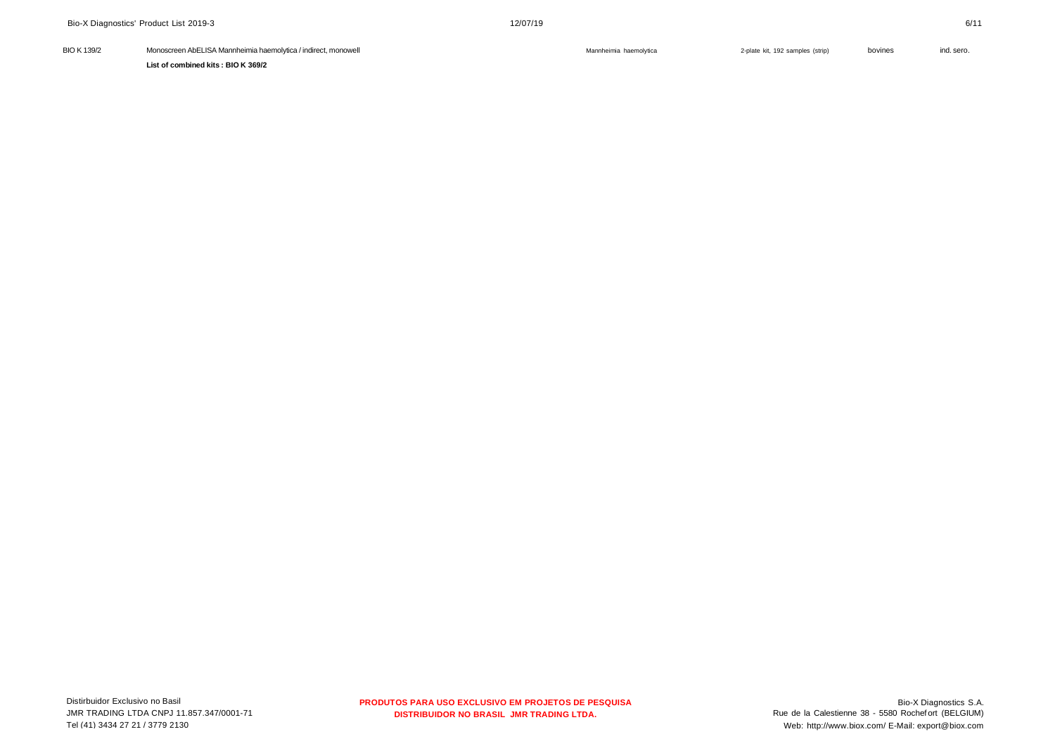| | | | | | |
|---|---|---|---|---|---|
| BIO K 139/2 | Monoscreen AbELISA Mannheimia haemolytica / indirect, monowell | Mannheimia haemolytica | 2-plate kit, 192 samples (strip) | bovines | ind. sero. |

**List of combined kits : BIO K 369/2**

Distirbuidor Exclusivo no Basil
JMR TRADING LTDA CNPJ 11.857.347/0001-71
Tel (41) 3434 27 21 / 3779 2130

**PRODUTOS PARA USO EXCLUSIVO EM PROJETOS DE PESQUISA**
**DISTRIBUIDOR NO BRASIL JMR TRADING LTDA.**

Bio-X Diagnostics S.A.
Rue de la Calestienne 38 - 5580 Rochefort (BELGIUM)
Web: http://www.biox.com/ E-Mail: export@biox.com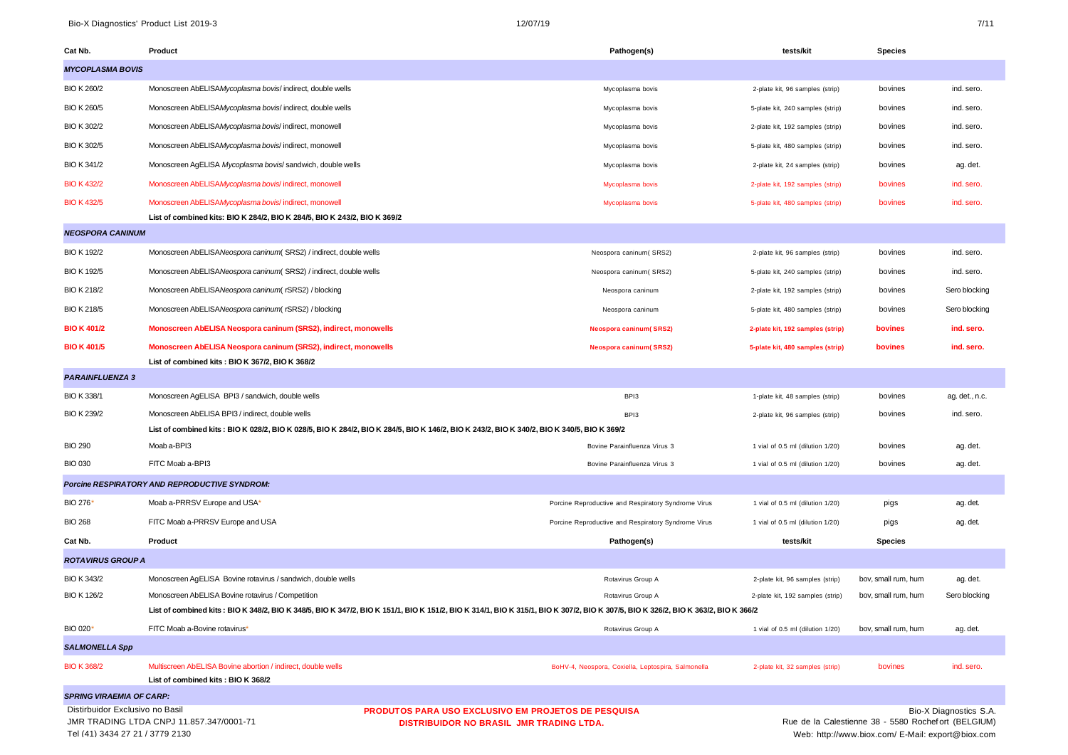| Cat Nb. | Product | Pathogen(s) | tests/kit | Species | |
|---|---|---|---|---|---|
| ***MYCOPLASMA BOVIS*** | | | | | |
| BIO K 260/2 | Monoscreen AbELISA*Mycoplasma bovis*/ indirect, double wells | Mycoplasma bovis | 2-plate kit, 96 samples (strip) | bovines | ind. sero. |
| BIO K 260/5 | Monoscreen AbELISA*Mycoplasma bovis*/ indirect, double wells | Mycoplasma bovis | 5-plate kit, 240 samples (strip) | bovines | ind. sero. |
| BIO K 302/2 | Monoscreen AbELISA*Mycoplasma bovis*/ indirect, monowell | Mycoplasma bovis | 2-plate kit, 192 samples (strip) | bovines | ind. sero. |
| BIO K 302/5 | Monoscreen AbELISA*Mycoplasma bovis*/ indirect, monowell | Mycoplasma bovis | 5-plate kit, 480 samples (strip) | bovines | ind. sero. |
| BIO K 341/2 | Monoscreen AgELISA *Mycoplasma bovis*/ sandwich, double wells | Mycoplasma bovis | 2-plate kit, 24 samples (strip) | bovines | ag. det. |
| BIO K 432/2 | Monoscreen AbELISA*Mycoplasma bovis*/ indirect, monowell | Mycoplasma bovis | 2-plate kit, 192 samples (strip) | bovines | ind. sero. |
| BIO K 432/5 | Monoscreen AbELISA*Mycoplasma bovis*/ indirect, monowell | Mycoplasma bovis | 5-plate kit, 480 samples (strip) | bovines | ind. sero. |
| | **List of combined kits: BIO K 284/2, BIO K 284/5, BIO K 243/2, BIO K 369/2** | | | | |
| ***NEOSPORA CANINUM*** | | | | | |
| BIO K 192/2 | Monoscreen AbELISA*Neospora caninum*( SRS2) / indirect, double wells | Neospora caninum( SRS2) | 2-plate kit, 96 samples (strip) | bovines | ind. sero. |
| BIO K 192/5 | Monoscreen AbELISA*Neospora caninum*( SRS2) / indirect, double wells | Neospora caninum( SRS2) | 5-plate kit, 240 samples (strip) | bovines | ind. sero. |
| BIO K 218/2 | Monoscreen AbELISA*Neospora caninum*( rSRS2) / blocking | Neospora caninum | 2-plate kit, 192 samples (strip) | bovines | Sero blocking |
| BIO K 218/5 | Monoscreen AbELISA*Neospora caninum*( rSRS2) / blocking | Neospora caninum | 5-plate kit, 480 samples (strip) | bovines | Sero blocking |
| **BIO K 401/2** | **Monoscreen AbELISA Neospora caninum (SRS2), indirect, monowells** | **Neospora caninum( SRS2)** | **2-plate kit, 192 samples (strip)** | **bovines** | **ind. sero.** |
| **BIO K 401/5** | **Monoscreen AbELISA Neospora caninum (SRS2), indirect, monowells** | **Neospora caninum( SRS2)** | **5-plate kit, 480 samples (strip)** | **bovines** | **ind. sero.** |
| | **List of combined kits : BIO K 367/2, BIO K 368/2** | | | | |
| ***PARAINFLUENZA 3*** | | | | | |
| BIO K 338/1 | Monoscreen AgELISA BPI3 / sandwich, double wells | BPI3 | 1-plate kit, 48 samples (strip) | bovines | ag. det., n.c. |
| BIO K 239/2 | Monoscreen AbELISA BPI3 / indirect, double wells | BPI3 | 2-plate kit, 96 samples (strip) | bovines | ind. sero. |
| | **List of combined kits : BIO K 028/2, BIO K 028/5, BIO K 284/2, BIO K 284/5, BIO K 146/2, BIO K 243/2, BIO K 340/2, BIO K 340/5, BIO K 369/2** | | | | |
| BIO 290 | Moab a-BPI3 | Bovine Parainfluenza Virus 3 | 1 vial of 0.5 ml (dilution 1/20) | bovines | ag. det. |
| BIO 030 | FITC Moab a-BPI3 | Bovine Parainfluenza Virus 3 | 1 vial of 0.5 ml (dilution 1/20) | bovines | ag. det. |
| | ***Porcine RESPIRATORY AND REPRODUCTIVE SYNDROM:*** | | | | |
| BIO 276* | Moab a-PRRSV Europe and USA* | Porcine Reproductive and Respiratory Syndrome Virus | 1 vial of 0.5 ml (dilution 1/20) | pigs | ag. det. |
| BIO 268 | FITC Moab a-PRRSV Europe and USA | Porcine Reproductive and Respiratory Syndrome Virus | 1 vial of 0.5 ml (dilution 1/20) | pigs | ag. det. |
| **Cat Nb.** | **Product** | **Pathogen(s)** | **tests/kit** | **Species** | |
| ***ROTAVIRUS GROUP A*** | | | | | |
| BIO K 343/2 | Monoscreen AgELISA Bovine rotavirus / sandwich, double wells | Rotavirus Group A | 2-plate kit, 96 samples (strip) | bov, small rum, hum | ag. det. |
| BIO K 126/2 | Monoscreen AbELISA Bovine rotavirus / Competition | Rotavirus Group A | 2-plate kit, 192 samples (strip) | bov, small rum, hum | Sero blocking |
| | **List of combined kits : BIO K 348/2, BIO K 348/5, BIO K 347/2, BIO K 151/1, BIO K 151/2, BIO K 314/1, BIO K 315/1, BIO K 307/2, BIO K 307/5, BIO K 326/2, BIO K 363/2, BIO K 366/2** | | | | |
| BIO 020* | FITC Moab a-Bovine rotavirus* | Rotavirus Group A | 1 vial of 0.5 ml (dilution 1/20) | bov, small rum, hum | ag. det. |
| ***SALMONELLA Spp*** | | | | | |
| BIO K 368/2 | Multiscreen AbELISA Bovine abortion / indirect, double wells | BoHV-4, Neospora, Coxiella, Leptospira, Salmonella | 2-plate kit, 32 samples (strip) | bovines | ind. sero. |
| | **List of combined kits : BIO K 368/2** | | | | |
| ***SPRING VIRAEMIA OF CARP:*** | | | | | |

Distirbuidor Exclusivo no Basil
JMR TRADING LTDA CNPJ 11.857.347/0001-71
Tel (41) 3434 27 21 / 3779 2130

**PRODUTOS PARA USO EXCLUSIVO EM PROJETOS DE PESQUISA**
**DISTRIBUIDOR NO BRASIL JMR TRADING LTDA.**

Bio-X Diagnostics S.A.
Rue de la Calestienne 38 - 5580 Rochefort (BELGIUM)
Web: http://www.biox.com/ E-Mail: export@biox.com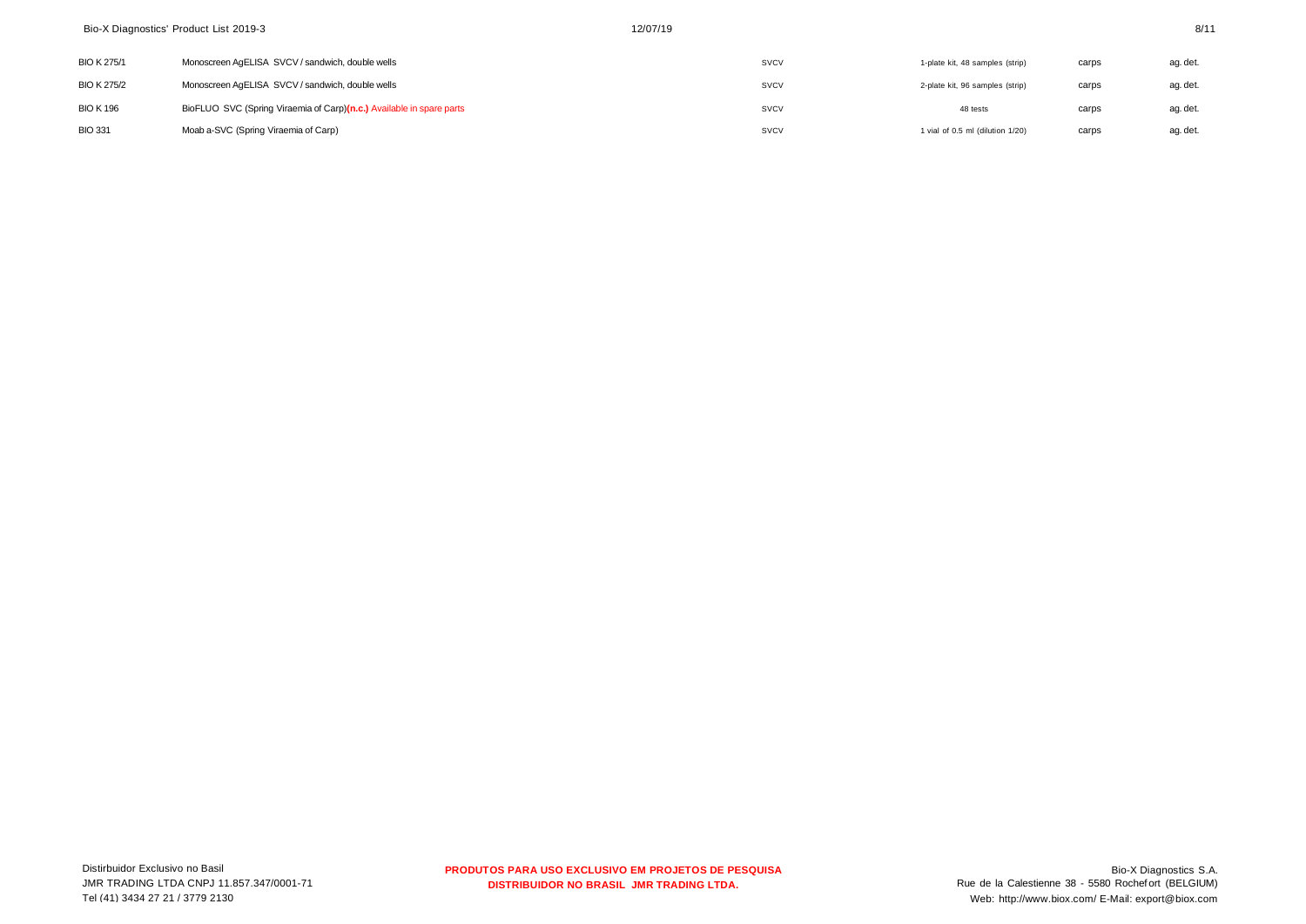| | | | | | |
|---|---|---|---|---|---|
| BIO K 275/1 | Monoscreen AgELISA SVCV / sandwich, double wells | SVCV | 1-plate kit, 48 samples (strip) | carps | ag. det. |
| BIO K 275/2 | Monoscreen AgELISA SVCV / sandwich, double wells | SVCV | 2-plate kit, 96 samples (strip) | carps | ag. det. |
| BIO K 196 | BioFLUO SVC (Spring Viraemia of Carp)**(n.c.)** Available in spare parts | SVCV | 48 tests | carps | ag. det. |
| BIO 331 | Moab a-SVC (Spring Viraemia of Carp) | SVCV | 1 vial of 0.5 ml (dilution 1/20) | carps | ag. det. |

Distirbuidor Exclusivo no Basil
JMR TRADING LTDA CNPJ 11.857.347/0001-71
Tel (41) 3434 27 21 / 3779 2130

**PRODUTOS PARA USO EXCLUSIVO EM PROJETOS DE PESQUISA**
**DISTRIBUIDOR NO BRASIL JMR TRADING LTDA.**

Bio-X Diagnostics S.A.
Rue de la Calestienne 38 - 5580 Rochefort (BELGIUM)
Web: http://www.biox.com/ E-Mail: export@biox.com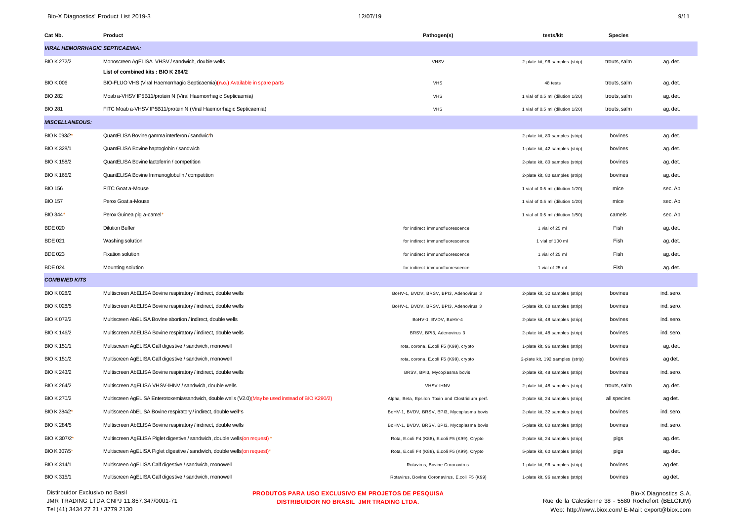| Cat Nb. | Product | Pathogen(s) | tests/kit | Species | |
|---|---|---|---|---|---|
| ***VIRAL HEMORRHAGIC SEPTICAEMIA:*** | | | | | |
| BIO K 272/2 | Monoscreen AgELISA VHSV / sandwich, double wells<br>**List of combined kits : BIO K 264/2** | VHSV | 2-plate kit, 96 samples (strip) | trouts, salm | ag. det. |
| BIO K 006 | BIO-FLUO VHS (Viral Haemorrhagic Septicaemia)**(n.c.)** Available in spare parts | VHS | 48 tests | trouts, salm | ag. det. |
| BIO 282 | Moab a-VHSV IP5B11/protein N (Viral Haemorrhagic Septicaemia) | VHS | 1 vial of 0.5 ml (dilution 1/20) | trouts, salm | ag. det. |
| BIO 281 | FITC Moab a-VHSV IP5B11/protein N (Viral Haemorrhagic Septicaemia) | VHS | 1 vial of 0.5 ml (dilution 1/20) | trouts, salm | ag. det. |
| ***MISCELLANEOUS:*** | | | | | |
| BIO K 093/2* | QuantELISA Bovine gamma interferon / sandwic*h | | 2-plate kit, 80 samples (strip) | bovines | ag. det. |
| BIO K 328/1 | QuantELISA Bovine haptoglobin / sandwich | | 1-plate kit, 42 samples (strip) | bovines | ag. det. |
| BIO K 158/2 | QuantELISA Bovine lactoferrin / competition | | 2-plate kit, 80 samples (strip) | bovines | ag. det. |
| BIO K 165/2 | QuantELISA Bovine Immunoglobulin / competition | | 2-plate kit, 80 samples (strip) | bovines | ag. det. |
| BIO 156 | FITC Goat a-Mouse | | 1 vial of 0.5 ml (dilution 1/20) | mice | sec. Ab |
| BIO 157 | Perox Goat a-Mouse | | 1 vial of 0.5 ml (dilution 1/20) | mice | sec. Ab |
| BIO 344* | Perox Guinea pig a-camel* | | 1 vial of 0.5 ml (dilution 1/50) | camels | sec. Ab |
| BDE 020 | Dilution Buffer | for indirect immunofluorescence | 1 vial of 25 ml | Fish | ag. det. |
| BDE 021 | Washing solution | for indirect immunofluorescence | 1 vial of 100 ml | Fish | ag. det. |
| BDE 023 | Fixation solution | for indirect immunofluorescence | 1 vial of 25 ml | Fish | ag. det. |
| BDE 024 | Mounting solution | for indirect immunofluorescence | 1 vial of 25 ml | Fish | ag. det. |
| ***COMBINED KITS*** | | | | | |
| BIO K 028/2 | Multiscreen AbELISA Bovine respiratory / indirect, double wells | BoHV-1, BVDV, BRSV, BPI3, Adenovirus 3 | 2-plate kit, 32 samples (strip) | bovines | ind. sero. |
| BIO K 028/5 | Multiscreen AbELISA Bovine respiratory / indirect, double wells | BoHV-1, BVDV, BRSV, BPI3, Adenovirus 3 | 5-plate kit, 80 samples (strip) | bovines | ind. sero. |
| BIO K 072/2 | Multiscreen AbELISA Bovine abortion / indirect, double wells | BoHV-1, BVDV, BoHV-4 | 2-plate kit, 48 samples (strip) | bovines | ind. sero. |
| BIO K 146/2 | Multiscreen AbELISA Bovine respiratory / indirect, double wells | BRSV, BPI3, Adenovirus 3 | 2-plate kit, 48 samples (strip) | bovines | ind. sero. |
| BIO K 151/1 | Multiscreen AgELISA Calf digestive / sandwich, monowell | rota, corona, E.coli F5 (K99), crypto | 1-plate kit, 96 samples (strip) | bovines | ag. det. |
| BIO K 151/2 | Multiscreen AgELISA Calf digestive / sandwich, monowell | rota, corona, E.coli F5 (K99), crypto | 2-plate kit, 192 samples (strip) | bovines | ag det. |
| BIO K 243/2 | Multiscreen AbELISA Bovine respiratory / indirect, double wells | BRSV, BPI3, Mycoplasma bovis | 2-plate kit, 48 samples (strip) | bovines | ind. sero. |
| BIO K 264/2 | Multiscreen AgELISA VHSV-IHNV / sandwich, double wells | VHSV-IHNV | 2-plate kit, 48 samples (strip) | trouts, salm | ag. det. |
| BIO K 270/2 | Multiscreen AgELISA Enterotoxemia/sandwich, double wells (V2.0)(May be used instead of BIO K290/2) | Alpha, Beta, Epsilon Toxin and Clostridium perf. | 2-plate kit, 24 samples (strip) | all species | ag det. |
| BIO K 284/2* | Multiscreen AbELISA Bovine respiratory / indirect, double well*s | BoHV-1, BVDV, BRSV, BPI3, Mycoplasma bovis | 2-plate kit, 32 samples (strip) | bovines | ind. sero. |
| BIO K 284/5 | Multiscreen AbELISA Bovine respiratory / indirect, double wells | BoHV-1, BVDV, BRSV, BPI3, Mycoplasma bovis | 5-plate kit, 80 samples (strip) | bovines | ind. sero. |
| BIO K 307/2* | Multiscreen AgELISA Piglet digestive / sandwich, double wells(on request) * | Rota, E.coli F4 (K88), E.coli F5 (K99), Crypto | 2-plate kit, 24 samples (strip) | pigs | ag. det. |
| BIO K 307/5* | Multiscreen AgELISA Piglet digestive / sandwich, double wells(on request)* | Rota, E.coli F4 (K88), E.coli F5 (K99), Crypto | 5-plate kit, 60 samples (strip) | pigs | ag. det. |
| BIO K 314/1 | Multiscreen AgELISA Calf digestive / sandwich, monowell | Rotavirus, Bovine Coronavirus | 1-plate kit, 96 samples (strip) | bovines | ag det. |
| BIO K 315/1 | Multiscreen AgELISA Calf digestive / sandwich, monowell | Rotavirus, Bovine Coronavirus, E.coli F5 (K99) | 1-plate kit, 96 samples (strip) | bovines | ag det. |

Distirbuidor Exclusivo no Basil
JMR TRADING LTDA CNPJ 11.857.347/0001-71
Tel (41) 3434 27 21 / 3779 2130

**PRODUTOS PARA USO EXCLUSIVO EM PROJETOS DE PESQUISA**
**DISTRIBUIDOR NO BRASIL JMR TRADING LTDA.**

Bio-X Diagnostics S.A.
Rue de la Calestienne 38 - 5580 Rochefort (BELGIUM)
Web: http://www.biox.com/ E-Mail: export@biox.com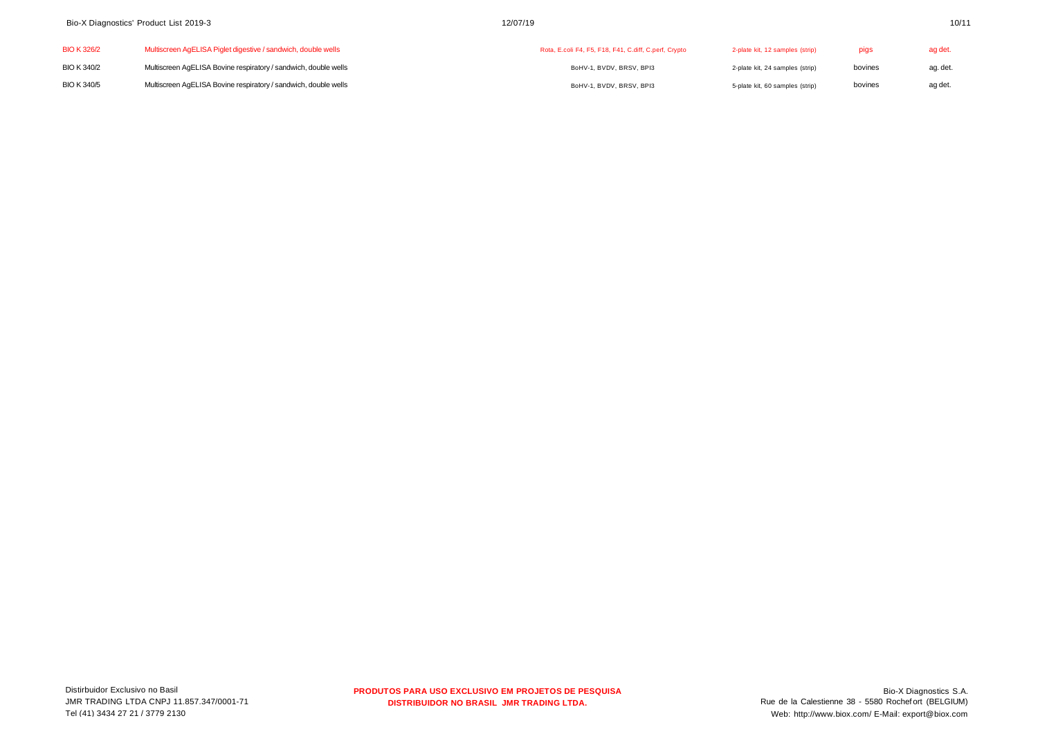| | | | | | |
|---|---|---|---|---|---|
| BIO K 326/2 | Multiscreen AgELISA Piglet digestive / sandwich, double wells | Rota, E.coli F4, F5, F18, F41, C.diff, C.perf, Crypto | 2-plate kit, 12 samples (strip) | pigs | ag det. |
| BIO K 340/2 | Multiscreen AgELISA Bovine respiratory / sandwich, double wells | BoHV-1, BVDV, BRSV, BPI3 | 2-plate kit, 24 samples (strip) | bovines | ag. det. |
| BIO K 340/5 | Multiscreen AgELISA Bovine respiratory / sandwich, double wells | BoHV-1, BVDV, BRSV, BPI3 | 5-plate kit, 60 samples (strip) | bovines | ag det. |

Distirbuidor Exclusivo no Basil
JMR TRADING LTDA CNPJ 11.857.347/0001-71
Tel (41) 3434 27 21 / 3779 2130

**PRODUTOS PARA USO EXCLUSIVO EM PROJETOS DE PESQUISA**
**DISTRIBUIDOR NO BRASIL JMR TRADING LTDA.**

Bio-X Diagnostics S.A.
Rue de la Calestienne 38 - 5580 Rochefort (BELGIUM)
Web: http://www.biox.com/ E-Mail: export@biox.com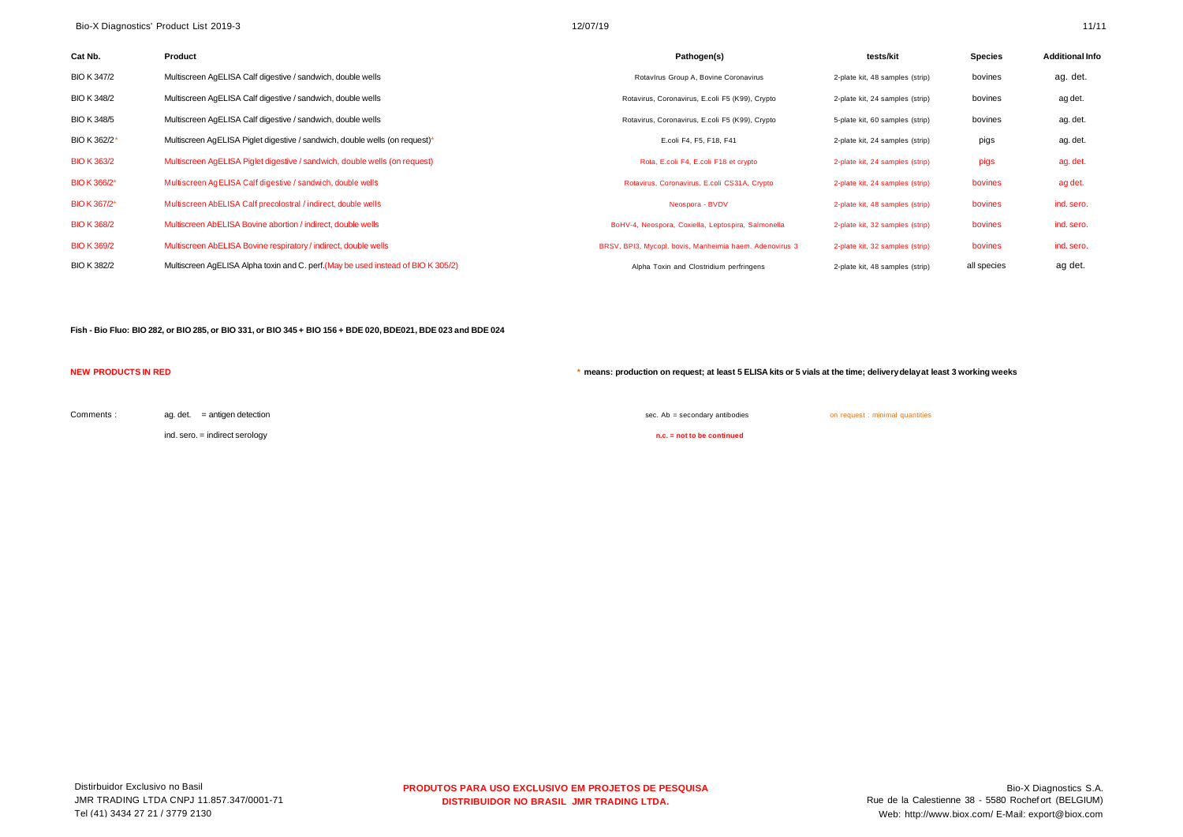| Cat Nb. | Product | Pathogen(s) | tests/kit | Species | Additional Info |
|---|---|---|---|---|---|
| BIO K 347/2 | Multiscreen AgELISA Calf digestive / sandwich, double wells | Rotavirus Group A, Bovine Coronavirus | 2-plate kit, 48 samples (strip) | bovines | ag. det. |
| BIO K 348/2 | Multiscreen AgELISA Calf digestive / sandwich, double wells | Rotavirus, Coronavirus, E.coli F5 (K99), Crypto | 2-plate kit, 24 samples (strip) | bovines | ag det. |
| BIO K 348/5 | Multiscreen AgELISA Calf digestive / sandwich, double wells | Rotavirus, Coronavirus, E.coli F5 (K99), Crypto | 5-plate kit, 60 samples (strip) | bovines | ag. det. |
| BIO K 362/2* | Multiscreen AgELISA Piglet digestive / sandwich, double wells (on request)* | E.coli F4, F5, F18, F41 | 2-plate kit, 24 samples (strip) | pigs | ag. det. |
| BIO K 363/2 | Multiscreen AgELISA Piglet digestive / sandwich, double wells (on request) | Rota, E.coli F4, E.coli F18 et crypto | 2-plate kit, 24 samples (strip) | pigs | ag. det. |
| BIO K 366/2* | Multiscreen AgELISA Calf digestive / sandwich, double wells | Rotavirus, Coronavirus, E.coli CS31A, Crypto | 2-plate kit, 24 samples (strip) | bovines | ag det. |
| BIO K 367/2* | Multiscreen AbELISA Calf precolostral / indirect, double wells | Neospora - BVDV | 2-plate kit, 48 samples (strip) | bovines | ind. sero. |
| BIO K 368/2 | Multiscreen AbELISA Bovine abortion / indirect, double wells | BoHV-4, Neospora, Coxiella, Leptospira, Salmonella | 2-plate kit, 32 samples (strip) | bovines | ind. sero. |
| BIO K 369/2 | Multiscreen AbELISA Bovine respiratory / indirect, double wells | BRSV, BPI3, Mycopl. bovis, Manheimia haem. Adenovirus 3 | 2-plate kit, 32 samples (strip) | bovines | ind. sero. |
| BIO K 382/2 | Multiscreen AgELISA Alpha toxin and C. perf.(May be used instead of BIO K 305/2) | Alpha Toxin and Clostridium perfringens | 2-plate kit, 48 samples (strip) | all species | ag det. |

**Fish - Bio Fluo: BIO 282, or BIO 285, or BIO 331, or BIO 345 + BIO 156 + BDE 020, BDE021, BDE 023 and BDE 024**

**NEW PRODUCTS IN RED**

**\* means: production on request; at least 5 ELISA kits or 5 vials at the time; delivery delay at least 3 working weeks**

Comments :

ag. det. = antigen detection

ind. sero. = indirect serology

sec. Ab = secondary antibodies

**n.c. = not to be continued**

on request : minimal quantities

Distirbuidor Exclusivo no Basil
JMR TRADING LTDA CNPJ 11.857.347/0001-71
Tel (41) 3434 27 21 / 3779 2130

**PRODUTOS PARA USO EXCLUSIVO EM PROJETOS DE PESQUISA**
**DISTRIBUIDOR NO BRASIL JMR TRADING LTDA.**

Bio-X Diagnostics S.A.
Rue de la Calestienne 38 - 5580 Rochefort (BELGIUM)
Web: http://www.biox.com/ E-Mail: export@biox.com